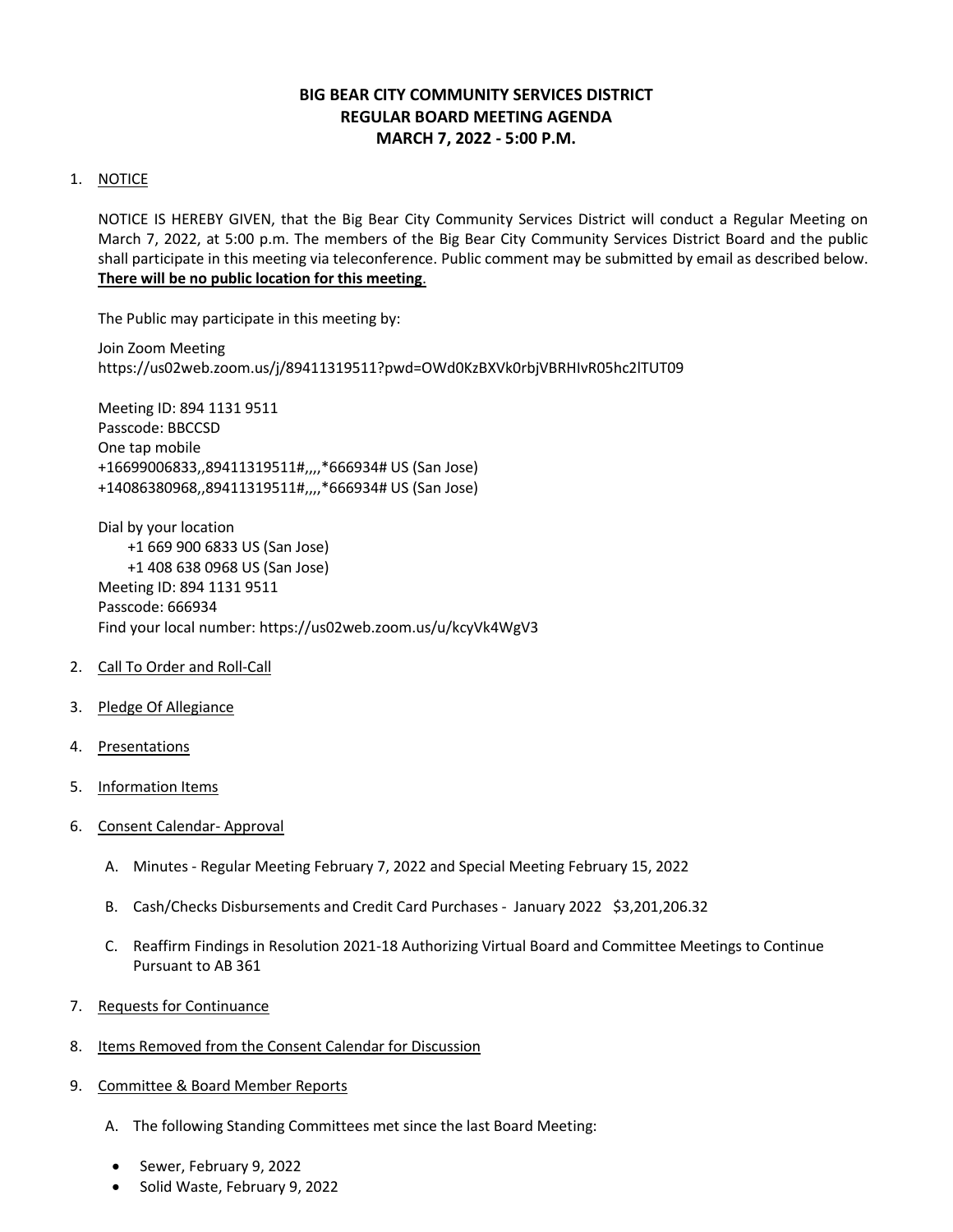# BIG BEAR CITY COMMUNITY SERVICES DISTRICT
# REGULAR BOARD MEETING AGENDA
# MARCH 7, 2022 - 5:00 P.M.

1. NOTICE

   NOTICE IS HEREBY GIVEN, that the Big Bear City Community Services District will conduct a Regular Meeting on March 7, 2022, at 5:00 p.m. The members of the Big Bear City Community Services District Board and the public shall participate in this meeting via teleconference. Public comment may be submitted by email as described below. **There will be no public location for this meeting**.

   The Public may participate in this meeting by:

   Join Zoom Meeting
   https://us02web.zoom.us/j/89411319511?pwd=OWd0KzBXVk0rbjVBRHIvR05hc2lTUT09

   Meeting ID: 894 1131 9511
   Passcode: BBCCSD
   One tap mobile
   +16699006833,,89411319511#,,,,*666934# US (San Jose)
   +14086380968,,89411319511#,,,,*666934# US (San Jose)

   Dial by your location
   +1 669 900 6833 US (San Jose)
   +1 408 638 0968 US (San Jose)
   Meeting ID: 894 1131 9511
   Passcode: 666934
   Find your local number: https://us02web.zoom.us/u/kcyVk4WgV3

2. Call To Order and Roll-Call

3. Pledge Of Allegiance

4. Presentations

5. Information Items

6. Consent Calendar- Approval

   A. Minutes - Regular Meeting February 7, 2022 and Special Meeting February 15, 2022

   B. Cash/Checks Disbursements and Credit Card Purchases - January 2022 $3,201,206.32

   C. Reaffirm Findings in Resolution 2021-18 Authorizing Virtual Board and Committee Meetings to Continue Pursuant to AB 361

7. Requests for Continuance

8. Items Removed from the Consent Calendar for Discussion

9. Committee & Board Member Reports

   A. The following Standing Committees met since the last Board Meeting:

   - Sewer, February 9, 2022
   - Solid Waste, February 9, 2022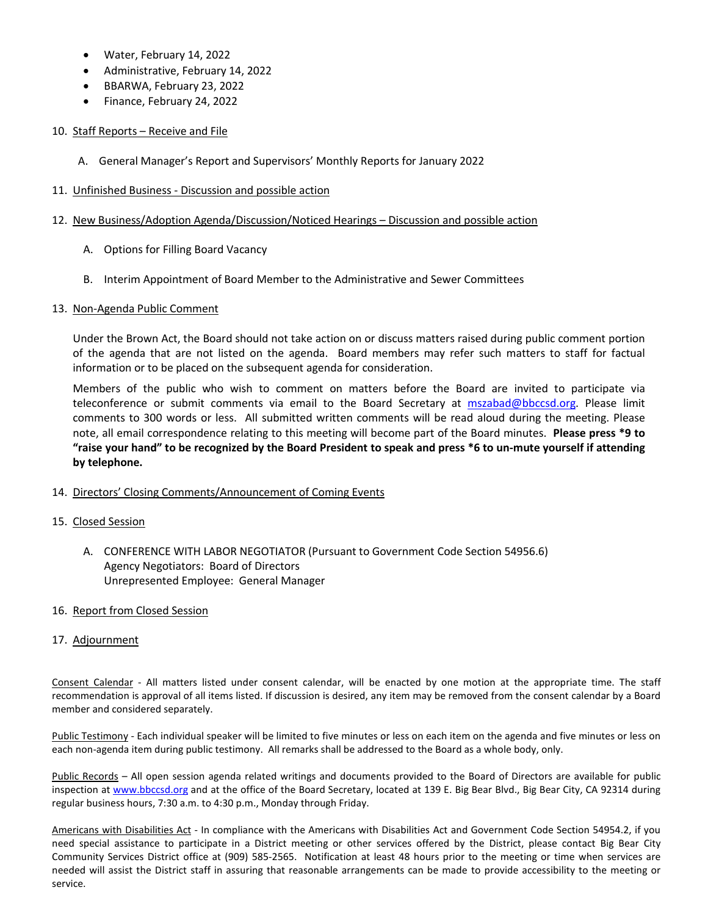- Water, February 14, 2022
- Administrative, February 14, 2022
- BBARWA, February 23, 2022
- Finance, February 24, 2022

10. Staff Reports – Receive and File

    A. General Manager's Report and Supervisors' Monthly Reports for January 2022

11. Unfinished Business - Discussion and possible action

12. New Business/Adoption Agenda/Discussion/Noticed Hearings – Discussion and possible action

    A. Options for Filling Board Vacancy

    B. Interim Appointment of Board Member to the Administrative and Sewer Committees

13. Non-Agenda Public Comment

    Under the Brown Act, the Board should not take action on or discuss matters raised during public comment portion of the agenda that are not listed on the agenda. Board members may refer such matters to staff for factual information or to be placed on the subsequent agenda for consideration.

    Members of the public who wish to comment on matters before the Board are invited to participate via teleconference or submit comments via email to the Board Secretary at mszabad@bbccsd.org. Please limit comments to 300 words or less. All submitted written comments will be read aloud during the meeting. Please note, all email correspondence relating to this meeting will become part of the Board minutes. **Please press *9 to "raise your hand" to be recognized by the Board President to speak and press *6 to un-mute yourself if attending by telephone.**

14. Directors' Closing Comments/Announcement of Coming Events

15. Closed Session

    A. CONFERENCE WITH LABOR NEGOTIATOR (Pursuant to Government Code Section 54956.6)
    Agency Negotiators: Board of Directors
    Unrepresented Employee: General Manager

16. Report from Closed Session

17. Adjournment

Consent Calendar - All matters listed under consent calendar, will be enacted by one motion at the appropriate time. The staff recommendation is approval of all items listed. If discussion is desired, any item may be removed from the consent calendar by a Board member and considered separately.

Public Testimony - Each individual speaker will be limited to five minutes or less on each item on the agenda and five minutes or less on each non-agenda item during public testimony. All remarks shall be addressed to the Board as a whole body, only.

Public Records – All open session agenda related writings and documents provided to the Board of Directors are available for public inspection at www.bbccsd.org and at the office of the Board Secretary, located at 139 E. Big Bear Blvd., Big Bear City, CA 92314 during regular business hours, 7:30 a.m. to 4:30 p.m., Monday through Friday.

Americans with Disabilities Act - In compliance with the Americans with Disabilities Act and Government Code Section 54954.2, if you need special assistance to participate in a District meeting or other services offered by the District, please contact Big Bear City Community Services District office at (909) 585-2565. Notification at least 48 hours prior to the meeting or time when services are needed will assist the District staff in assuring that reasonable arrangements can be made to provide accessibility to the meeting or service.